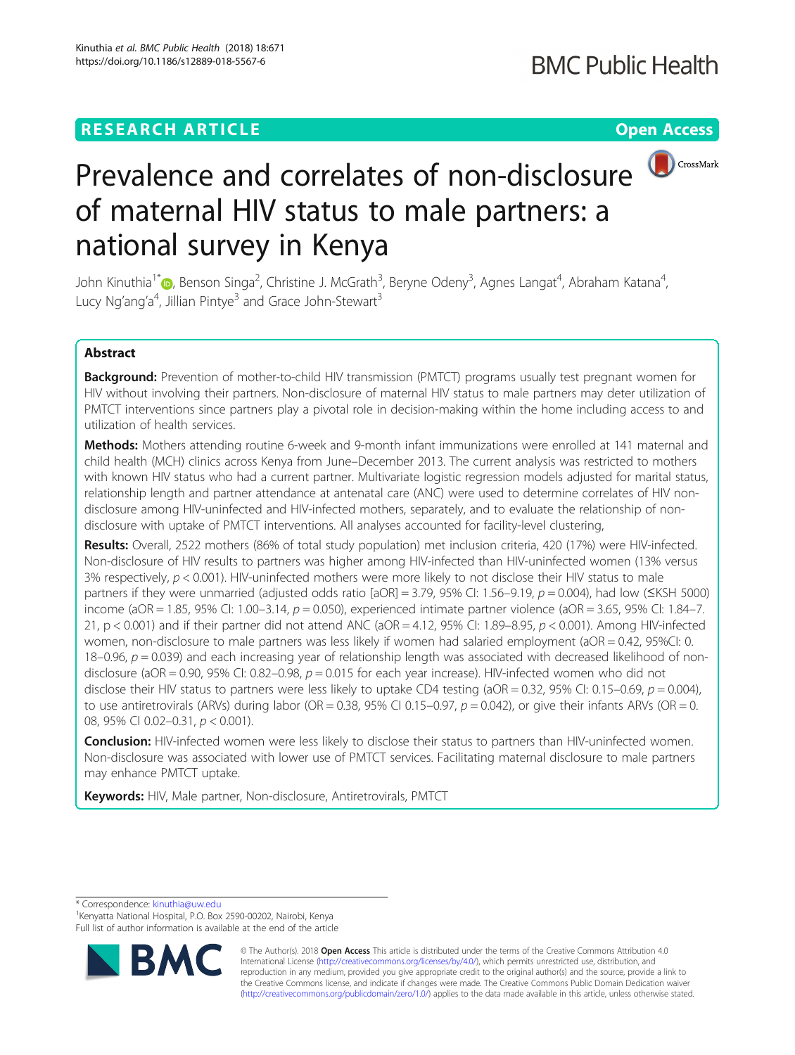RESEARCH ARTICLE

Open Access

# Prevalence and correlates of non-disclosure of maternal HIV status to male partners: a national survey in Kenya

John Kinuthia[1*], Benson Singa[2], Christine J. McGrath[3], Beryne Odeny[3], Agnes Langat[4], Abraham Katana[4], Lucy Ng'ang'a[4], Jillian Pintye[3] and Grace John-Stewart[3]

## Abstract

**Background:** Prevention of mother-to-child HIV transmission (PMTCT) programs usually test pregnant women for HIV without involving their partners. Non-disclosure of maternal HIV status to male partners may deter utilization of PMTCT interventions since partners play a pivotal role in decision-making within the home including access to and utilization of health services.

**Methods:** Mothers attending routine 6-week and 9-month infant immunizations were enrolled at 141 maternal and child health (MCH) clinics across Kenya from June–December 2013. The current analysis was restricted to mothers with known HIV status who had a current partner. Multivariate logistic regression models adjusted for marital status, relationship length and partner attendance at antenatal care (ANC) were used to determine correlates of HIV non-disclosure among HIV-uninfected and HIV-infected mothers, separately, and to evaluate the relationship of non-disclosure with uptake of PMTCT interventions. All analyses accounted for facility-level clustering,

**Results:** Overall, 2522 mothers (86% of total study population) met inclusion criteria, 420 (17%) were HIV-infected. Non-disclosure of HIV results to partners was higher among HIV-infected than HIV-uninfected women (13% versus 3% respectively, $p < 0.001$). HIV-uninfected mothers were more likely to not disclose their HIV status to male partners if they were unmarried (adjusted odds ratio [aOR] = 3.79, 95% CI: 1.56–9.19, $p = 0.004$), had low (≤KSH 5000) income (aOR = 1.85, 95% CI: 1.00–3.14, $p = 0.050$), experienced intimate partner violence (aOR = 3.65, 95% CI: 1.84–7.21, $p < 0.001$) and if their partner did not attend ANC (aOR = 4.12, 95% CI: 1.89–8.95, $p < 0.001$). Among HIV-infected women, non-disclosure to male partners was less likely if women had salaried employment (aOR = 0.42, 95%CI: 0.18–0.96, $p = 0.039$) and each increasing year of relationship length was associated with decreased likelihood of non-disclosure (aOR = 0.90, 95% CI: 0.82–0.98, $p = 0.015$ for each year increase). HIV-infected women who did not disclose their HIV status to partners were less likely to uptake CD4 testing (aOR = 0.32, 95% CI: 0.15–0.69, $p = 0.004$), to use antiretrovirals (ARVs) during labor (OR = 0.38, 95% CI 0.15–0.97, $p = 0.042$), or give their infants ARVs (OR = 0.08, 95% CI 0.02–0.31, $p < 0.001$).

**Conclusion:** HIV-infected women were less likely to disclose their status to partners than HIV-uninfected women. Non-disclosure was associated with lower use of PMTCT services. Facilitating maternal disclosure to male partners may enhance PMTCT uptake.

**Keywords:** HIV, Male partner, Non-disclosure, Antiretrovirals, PMTCT

---

* Correspondence: kinuthia@uw.edu

[1]Kenyatta National Hospital, P.O. Box 2590-00202, Nairobi, Kenya

Full list of author information is available at the end of the article

© The Author(s). 2018 **Open Access** This article is distributed under the terms of the Creative Commons Attribution 4.0 International License (http://creativecommons.org/licenses/by/4.0/), which permits unrestricted use, distribution, and reproduction in any medium, provided you give appropriate credit to the original author(s) and the source, provide a link to the Creative Commons license, and indicate if changes were made. The Creative Commons Public Domain Dedication waiver (http://creativecommons.org/publicdomain/zero/1.0/) applies to the data made available in this article, unless otherwise stated.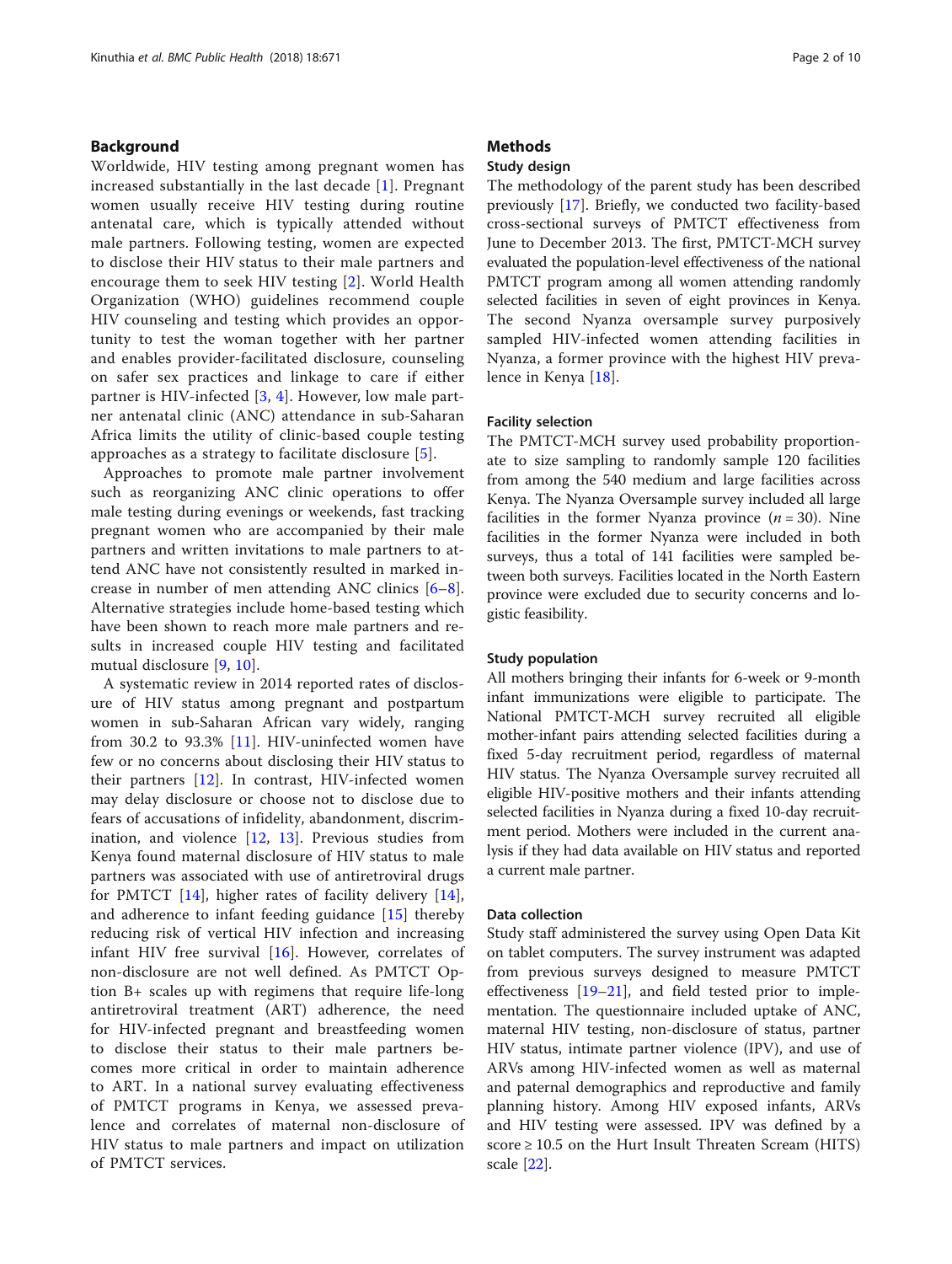## Background

Worldwide, HIV testing among pregnant women has increased substantially in the last decade [1]. Pregnant women usually receive HIV testing during routine antenatal care, which is typically attended without male partners. Following testing, women are expected to disclose their HIV status to their male partners and encourage them to seek HIV testing [2]. World Health Organization (WHO) guidelines recommend couple HIV counseling and testing which provides an opportunity to test the woman together with her partner and enables provider-facilitated disclosure, counseling on safer sex practices and linkage to care if either partner is HIV-infected [3, 4]. However, low male partner antenatal clinic (ANC) attendance in sub-Saharan Africa limits the utility of clinic-based couple testing approaches as a strategy to facilitate disclosure [5].

Approaches to promote male partner involvement such as reorganizing ANC clinic operations to offer male testing during evenings or weekends, fast tracking pregnant women who are accompanied by their male partners and written invitations to male partners to attend ANC have not consistently resulted in marked increase in number of men attending ANC clinics [6–8]. Alternative strategies include home-based testing which have been shown to reach more male partners and results in increased couple HIV testing and facilitated mutual disclosure [9, 10].

A systematic review in 2014 reported rates of disclosure of HIV status among pregnant and postpartum women in sub-Saharan African vary widely, ranging from 30.2 to 93.3% [11]. HIV-uninfected women have few or no concerns about disclosing their HIV status to their partners [12]. In contrast, HIV-infected women may delay disclosure or choose not to disclose due to fears of accusations of infidelity, abandonment, discrimination, and violence [12, 13]. Previous studies from Kenya found maternal disclosure of HIV status to male partners was associated with use of antiretroviral drugs for PMTCT [14], higher rates of facility delivery [14], and adherence to infant feeding guidance [15] thereby reducing risk of vertical HIV infection and increasing infant HIV free survival [16]. However, correlates of non-disclosure are not well defined. As PMTCT Option B+ scales up with regimens that require life-long antiretroviral treatment (ART) adherence, the need for HIV-infected pregnant and breastfeeding women to disclose their status to their male partners becomes more critical in order to maintain adherence to ART. In a national survey evaluating effectiveness of PMTCT programs in Kenya, we assessed prevalence and correlates of maternal non-disclosure of HIV status to male partners and impact on utilization of PMTCT services.

## Methods

### Study design

The methodology of the parent study has been described previously [17]. Briefly, we conducted two facility-based cross-sectional surveys of PMTCT effectiveness from June to December 2013. The first, PMTCT-MCH survey evaluated the population-level effectiveness of the national PMTCT program among all women attending randomly selected facilities in seven of eight provinces in Kenya. The second Nyanza oversample survey purposively sampled HIV-infected women attending facilities in Nyanza, a former province with the highest HIV prevalence in Kenya [18].

### Facility selection

The PMTCT-MCH survey used probability proportionate to size sampling to randomly sample 120 facilities from among the 540 medium and large facilities across Kenya. The Nyanza Oversample survey included all large facilities in the former Nyanza province ($n = 30$). Nine facilities in the former Nyanza were included in both surveys, thus a total of 141 facilities were sampled between both surveys. Facilities located in the North Eastern province were excluded due to security concerns and logistic feasibility.

### Study population

All mothers bringing their infants for 6-week or 9-month infant immunizations were eligible to participate. The National PMTCT-MCH survey recruited all eligible mother-infant pairs attending selected facilities during a fixed 5-day recruitment period, regardless of maternal HIV status. The Nyanza Oversample survey recruited all eligible HIV-positive mothers and their infants attending selected facilities in Nyanza during a fixed 10-day recruitment period. Mothers were included in the current analysis if they had data available on HIV status and reported a current male partner.

### Data collection

Study staff administered the survey using Open Data Kit on tablet computers. The survey instrument was adapted from previous surveys designed to measure PMTCT effectiveness [19–21], and field tested prior to implementation. The questionnaire included uptake of ANC, maternal HIV testing, non-disclosure of status, partner HIV status, intimate partner violence (IPV), and use of ARVs among HIV-infected women as well as maternal and paternal demographics and reproductive and family planning history. Among HIV exposed infants, ARVs and HIV testing were assessed. IPV was defined by a score ≥ 10.5 on the Hurt Insult Threaten Scream (HITS) scale [22].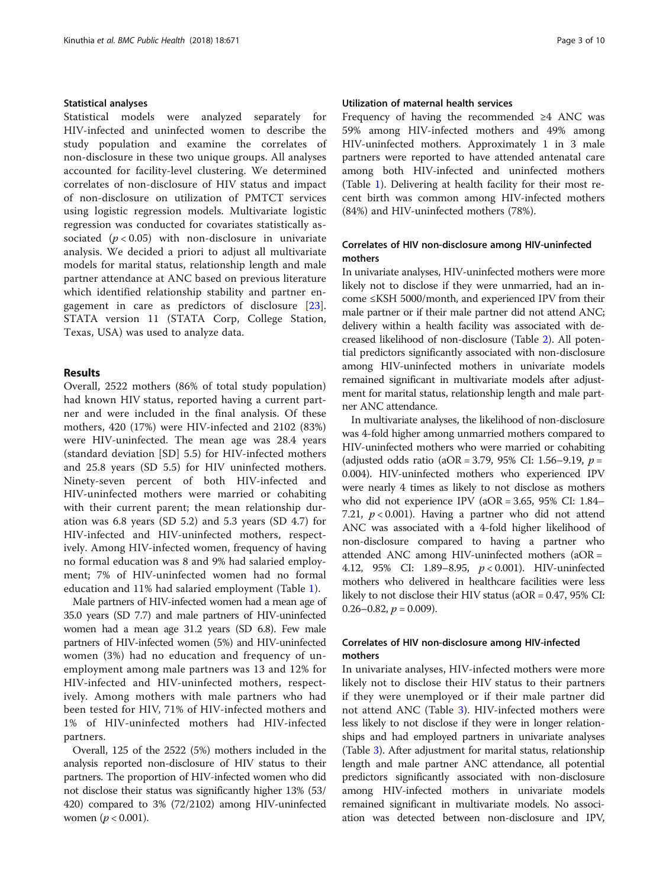### Statistical analyses

Statistical models were analyzed separately for HIV-infected and uninfected women to describe the study population and examine the correlates of non-disclosure in these two unique groups. All analyses accounted for facility-level clustering. We determined correlates of non-disclosure of HIV status and impact of non-disclosure on utilization of PMTCT services using logistic regression models. Multivariate logistic regression was conducted for covariates statistically associated ($p < 0.05$) with non-disclosure in univariate analysis. We decided a priori to adjust all multivariate models for marital status, relationship length and male partner attendance at ANC based on previous literature which identified relationship stability and partner engagement in care as predictors of disclosure [23]. STATA version 11 (STATA Corp, College Station, Texas, USA) was used to analyze data.

## Results

Overall, 2522 mothers (86% of total study population) had known HIV status, reported having a current partner and were included in the final analysis. Of these mothers, 420 (17%) were HIV-infected and 2102 (83%) were HIV-uninfected. The mean age was 28.4 years (standard deviation [SD] 5.5) for HIV-infected mothers and 25.8 years (SD 5.5) for HIV uninfected mothers. Ninety-seven percent of both HIV-infected and HIV-uninfected mothers were married or cohabiting with their current parent; the mean relationship duration was 6.8 years (SD 5.2) and 5.3 years (SD 4.7) for HIV-infected and HIV-uninfected mothers, respectively. Among HIV-infected women, frequency of having no formal education was 8 and 9% had salaried employment; 7% of HIV-uninfected women had no formal education and 11% had salaried employment (Table 1).

Male partners of HIV-infected women had a mean age of 35.0 years (SD 7.7) and male partners of HIV-uninfected women had a mean age 31.2 years (SD 6.8). Few male partners of HIV-infected women (5%) and HIV-uninfected women (3%) had no education and frequency of unemployment among male partners was 13 and 12% for HIV-infected and HIV-uninfected mothers, respectively. Among mothers with male partners who had been tested for HIV, 71% of HIV-infected mothers and 1% of HIV-uninfected mothers had HIV-infected partners.

Overall, 125 of the 2522 (5%) mothers included in the analysis reported non-disclosure of HIV status to their partners. The proportion of HIV-infected women who did not disclose their status was significantly higher 13% (53/420) compared to 3% (72/2102) among HIV-uninfected women ($p < 0.001$).

### Utilization of maternal health services

Frequency of having the recommended ≥4 ANC was 59% among HIV-infected mothers and 49% among HIV-uninfected mothers. Approximately 1 in 3 male partners were reported to have attended antenatal care among both HIV-infected and uninfected mothers (Table 1). Delivering at health facility for their most recent birth was common among HIV-infected mothers (84%) and HIV-uninfected mothers (78%).

### Correlates of HIV non-disclosure among HIV-uninfected mothers

In univariate analyses, HIV-uninfected mothers were more likely not to disclose if they were unmarried, had an income ≤KSH 5000/month, and experienced IPV from their male partner or if their male partner did not attend ANC; delivery within a health facility was associated with decreased likelihood of non-disclosure (Table 2). All potential predictors significantly associated with non-disclosure among HIV-uninfected mothers in univariate models remained significant in multivariate models after adjustment for marital status, relationship length and male partner ANC attendance.

In multivariate analyses, the likelihood of non-disclosure was 4-fold higher among unmarried mothers compared to HIV-uninfected mothers who were married or cohabiting (adjusted odds ratio (aOR = 3.79, 95% CI: 1.56–9.19, $p = 0.004$). HIV-uninfected mothers who experienced IPV were nearly 4 times as likely to not disclose as mothers who did not experience IPV (aOR = 3.65, 95% CI: 1.84–7.21, $p < 0.001$). Having a partner who did not attend ANC was associated with a 4-fold higher likelihood of non-disclosure compared to having a partner who attended ANC among HIV-uninfected mothers (aOR = 4.12, 95% CI: 1.89–8.95, $p < 0.001$). HIV-uninfected mothers who delivered in healthcare facilities were less likely to not disclose their HIV status (aOR = 0.47, 95% CI: 0.26–0.82, $p = 0.009$).

### Correlates of HIV non-disclosure among HIV-infected mothers

In univariate analyses, HIV-infected mothers were more likely not to disclose their HIV status to their partners if they were unemployed or if their male partner did not attend ANC (Table 3). HIV-infected mothers were less likely to not disclose if they were in longer relationships and had employed partners in univariate analyses (Table 3). After adjustment for marital status, relationship length and male partner ANC attendance, all potential predictors significantly associated with non-disclosure among HIV-infected mothers in univariate models remained significant in multivariate models. No association was detected between non-disclosure and IPV,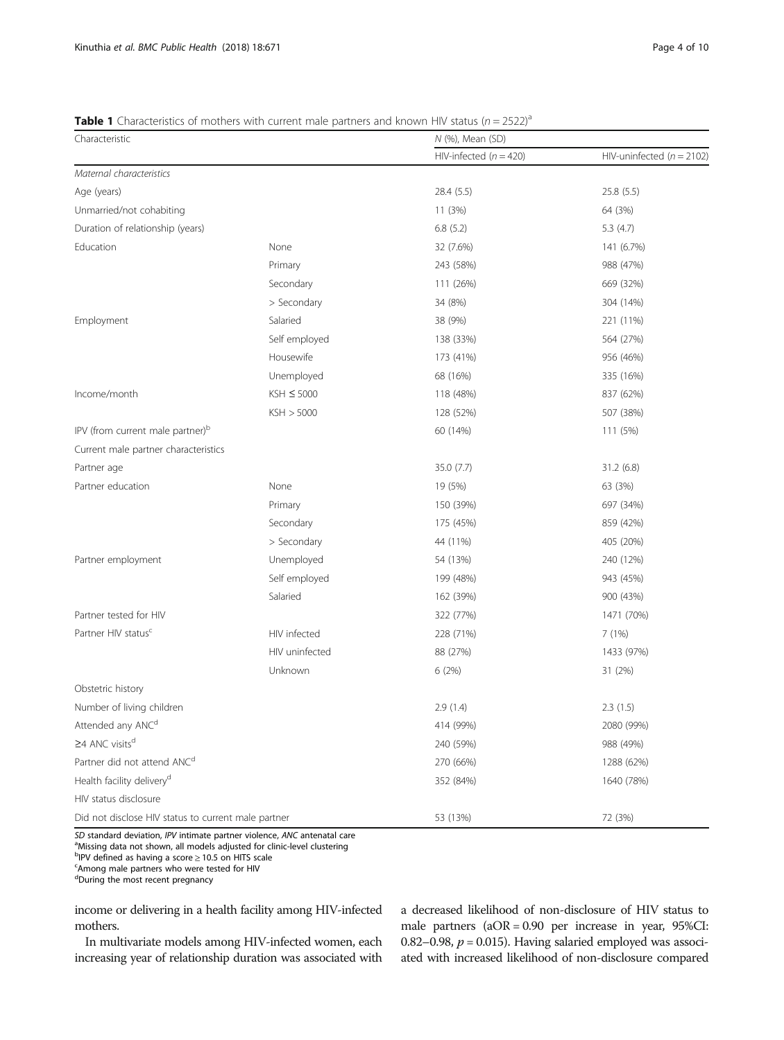**Table 1** Characteristics of mothers with current male partners and known HIV status ($n = 2522$)[a]

| Characteristic | | N (%), Mean (SD) | |
|---|---|---|---|
| | | HIV-infected ($n = 420$) | HIV-uninfected ($n = 2102$) |
| *Maternal characteristics* | | | |
| Age (years) | | 28.4 (5.5) | 25.8 (5.5) |
| Unmarried/not cohabiting | | 11 (3%) | 64 (3%) |
| Duration of relationship (years) | | 6.8 (5.2) | 5.3 (4.7) |
| Education | None | 32 (7.6%) | 141 (6.7%) |
| | Primary | 243 (58%) | 988 (47%) |
| | Secondary | 111 (26%) | 669 (32%) |
| | > Secondary | 34 (8%) | 304 (14%) |
| Employment | Salaried | 38 (9%) | 221 (11%) |
| | Self employed | 138 (33%) | 564 (27%) |
| | Housewife | 173 (41%) | 956 (46%) |
| | Unemployed | 68 (16%) | 335 (16%) |
| Income/month | KSH ≤ 5000 | 118 (48%) | 837 (62%) |
| | KSH > 5000 | 128 (52%) | 507 (38%) |
| IPV (from current male partner)[b] | | 60 (14%) | 111 (5%) |
| Current male partner characteristics | | | |
| Partner age | | 35.0 (7.7) | 31.2 (6.8) |
| Partner education | None | 19 (5%) | 63 (3%) |
| | Primary | 150 (39%) | 697 (34%) |
| | Secondary | 175 (45%) | 859 (42%) |
| | > Secondary | 44 (11%) | 405 (20%) |
| Partner employment | Unemployed | 54 (13%) | 240 (12%) |
| | Self employed | 199 (48%) | 943 (45%) |
| | Salaried | 162 (39%) | 900 (43%) |
| Partner tested for HIV | | 322 (77%) | 1471 (70%) |
| Partner HIV status[c] | HIV infected | 228 (71%) | 7 (1%) |
| | HIV uninfected | 88 (27%) | 1433 (97%) |
| | Unknown | 6 (2%) | 31 (2%) |
| Obstetric history | | | |
| Number of living children | | 2.9 (1.4) | 2.3 (1.5) |
| Attended any ANC[d] | | 414 (99%) | 2080 (99%) |
| ≥4 ANC visits[d] | | 240 (59%) | 988 (49%) |
| Partner did not attend ANC[d] | | 270 (66%) | 1288 (62%) |
| Health facility delivery[d] | | 352 (84%) | 1640 (78%) |
| HIV status disclosure | | | |
| Did not disclose HIV status to current male partner | | 53 (13%) | 72 (3%) |

*SD* standard deviation, *IPV* intimate partner violence, *ANC* antenatal care
[a]Missing data not shown, all models adjusted for clinic-level clustering
[b]IPV defined as having a score ≥ 10.5 on HITS scale
[c]Among male partners who were tested for HIV
[d]During the most recent pregnancy

income or delivering in a health facility among HIV-infected mothers.

In multivariate models among HIV-infected women, each increasing year of relationship duration was associated with a decreased likelihood of non-disclosure of HIV status to male partners (aOR = 0.90 per increase in year, 95%CI: 0.82–0.98, $p = 0.015$). Having salaried employed was associated with increased likelihood of non-disclosure compared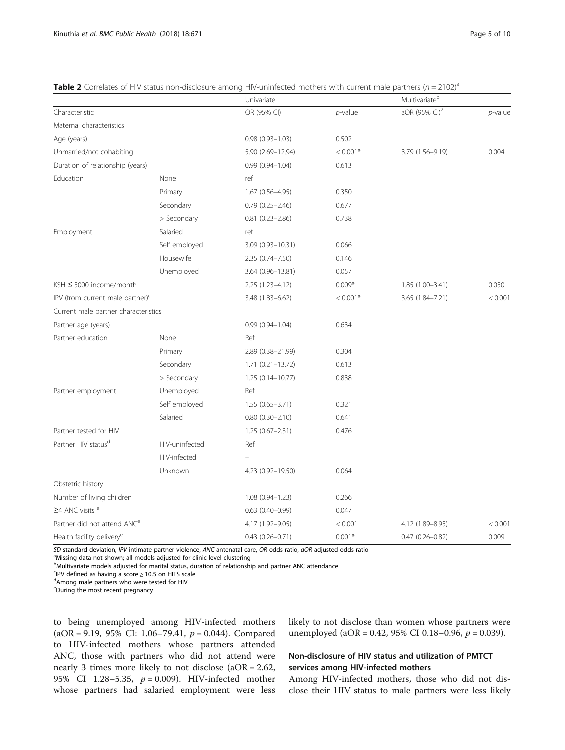**Table 2** Correlates of HIV status non-disclosure among HIV-uninfected mothers with current male partners ($n = 2102$)[a]

| | | Univariate | | Multivariate[b] | |
|---|---|---|---|---|---|
| Characteristic | | OR (95% CI) | *p*-value | aOR (95% CI)[2] | *p*-value |
| Maternal characteristics | | | | | |
| Age (years) | | 0.98 (0.93–1.03) | 0.502 | | |
| Unmarried/not cohabiting | | 5.90 (2.69–12.94) | < 0.001* | 3.79 (1.56–9.19) | 0.004 |
| Duration of relationship (years) | | 0.99 (0.94–1.04) | 0.613 | | |
| Education | None | ref | | | |
| | Primary | 1.67 (0.56–4.95) | 0.350 | | |
| | Secondary | 0.79 (0.25–2.46) | 0.677 | | |
| | > Secondary | 0.81 (0.23–2.86) | 0.738 | | |
| Employment | Salaried | ref | | | |
| | Self employed | 3.09 (0.93–10.31) | 0.066 | | |
| | Housewife | 2.35 (0.74–7.50) | 0.146 | | |
| | Unemployed | 3.64 (0.96–13.81) | 0.057 | | |
| KSH ≤ 5000 income/month | | 2.25 (1.23–4.12) | 0.009* | 1.85 (1.00–3.41) | 0.050 |
| IPV (from current male partner)[c] | | 3.48 (1.83–6.62) | < 0.001* | 3.65 (1.84–7.21) | < 0.001 |
| Current male partner characteristics | | | | | |
| Partner age (years) | | 0.99 (0.94–1.04) | 0.634 | | |
| Partner education | None | Ref | | | |
| | Primary | 2.89 (0.38–21.99) | 0.304 | | |
| | Secondary | 1.71 (0.21–13.72) | 0.613 | | |
| | > Secondary | 1.25 (0.14–10.77) | 0.838 | | |
| Partner employment | Unemployed | Ref | | | |
| | Self employed | 1.55 (0.65–3.71) | 0.321 | | |
| | Salaried | 0.80 (0.30–2.10) | 0.641 | | |
| Partner tested for HIV | | 1.25 (0.67–2.31) | 0.476 | | |
| Partner HIV status[d] | HIV-uninfected | Ref | | | |
| | HIV-infected | – | | | |
| | Unknown | 4.23 (0.92–19.50) | 0.064 | | |
| Obstetric history | | | | | |
| Number of living children | | 1.08 (0.94–1.23) | 0.266 | | |
| ≥4 ANC visits [e] | | 0.63 (0.40–0.99) | 0.047 | | |
| Partner did not attend ANC[e] | | 4.17 (1.92–9.05) | < 0.001 | 4.12 (1.89–8.95) | < 0.001 |
| Health facility delivery[e] | | 0.43 (0.26–0.71) | 0.001* | 0.47 (0.26–0.82) | 0.009 |

*SD* standard deviation, *IPV* intimate partner violence, *ANC* antenatal care, *OR* odds ratio, *aOR* adjusted odds ratio
[a]Missing data not shown; all models adjusted for clinic-level clustering
[b]Multivariate models adjusted for marital status, duration of relationship and partner ANC attendance
[c]IPV defined as having a score ≥ 10.5 on HITS scale
[d]Among male partners who were tested for HIV
[e]During the most recent pregnancy

to being unemployed among HIV-infected mothers (aOR = 9.19, 95% CI: 1.06–79.41, $p = 0.044$). Compared to HIV-infected mothers whose partners attended ANC, those with partners who did not attend were nearly 3 times more likely to not disclose (aOR = 2.62, 95% CI 1.28–5.35, $p = 0.009$). HIV-infected mother whose partners had salaried employment were less likely to not disclose than women whose partners were unemployed (aOR = 0.42, 95% CI 0.18–0.96, $p = 0.039$).

### Non-disclosure of HIV status and utilization of PMTCT services among HIV-infected mothers

Among HIV-infected mothers, those who did not disclose their HIV status to male partners were less likely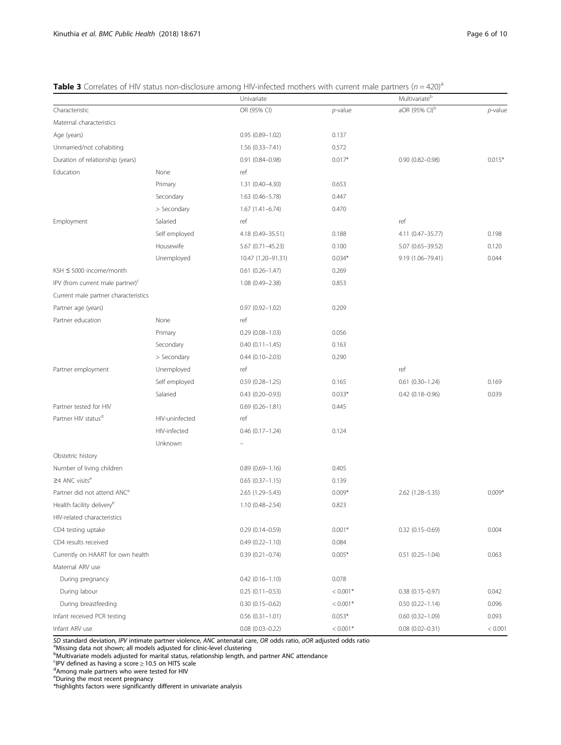**Table 3** Correlates of HIV status non-disclosure among HIV-infected mothers with current male partners ($n = 420$)[a]

| Characteristic | | Univariate | | Multivariate[b] | |
|---|---|---|---|---|---|
| | | OR (95% CI) | *p*-value | aOR (95% CI)[b] | *p*-value |
| Maternal characteristics | | | | | |
| Age (years) | | 0.95 (0.89–1.02) | 0.137 | | |
| Unmarried/not cohabiting | | 1.56 (0.33–7.41) | 0.572 | | |
| Duration of relationship (years) | | 0.91 (0.84–0.98) | 0.017* | 0.90 (0.82–0.98) | 0.015* |
| Education | None | ref | | | |
| | Primary | 1.31 (0.40–4.30) | 0.653 | | |
| | Secondary | 1.63 (0.46–5.78) | 0.447 | | |
| | > Secondary | 1.67 (1.41–6.74) | 0.470 | | |
| Employment | Salaried | ref | | ref | |
| | Self employed | 4.18 (0.49–35.51) | 0.188 | 4.11 (0.47–35.77) | 0.198 |
| | Housewife | 5.67 (0.71–45.23) | 0.100 | 5.07 (0.65–39.52) | 0.120 |
| | Unemployed | 10.47 (1.20–91.31) | 0.034* | 9.19 (1.06–79.41) | 0.044 |
| KSH ≤ 5000 income/month | | 0.61 (0.26–1.47) | 0.269 | | |
| IPV (from current male partner)[c] | | 1.08 (0.49–2.38) | 0.853 | | |
| Current male partner characteristics | | | | | |
| Partner age (years) | | 0.97 (0.92–1.02) | 0.209 | | |
| Partner education | None | ref | | | |
| | Primary | 0.29 (0.08–1.03) | 0.056 | | |
| | Secondary | 0.40 (0.11–1.45) | 0.163 | | |
| | > Secondary | 0.44 (0.10–2.03) | 0.290 | | |
| Partner employment | Unemployed | ref | | ref | |
| | Self employed | 0.59 (0.28–1.25) | 0.165 | 0.61 (0.30–1.24) | 0.169 |
| | Salaried | 0.43 (0.20–0.93) | 0.033* | 0.42 (0.18–0.96) | 0.039 |
| Partner tested for HIV | | 0.69 (0.26–1.81) | 0.445 | | |
| Partner HIV status[d] | HIV-uninfected | ref | | | |
| | HIV-infected | 0.46 (0.17–1.24) | 0.124 | | |
| | Unknown | – | | | |
| Obstetric history | | | | | |
| Number of living children | | 0.89 (0.69–1.16) | 0.405 | | |
| ≥4 ANC visits[e] | | 0.65 (0.37–1.15) | 0.139 | | |
| Partner did not attend ANC[e] | | 2.65 (1.29–5.43) | 0.009* | 2.62 (1.28–5.35) | 0.009* |
| Health facility delivery[e] | | 1.10 (0.48–2.54) | 0.823 | | |
| HIV-related characteristics | | | | | |
| CD4 testing uptake | | 0.29 (0.14–0.59) | 0.001* | 0.32 (0.15–0.69) | 0.004 |
| CD4 results received | | 0.49 (0.22–1.10) | 0.084 | | |
| Currently on HAART for own health | | 0.39 (0.21–0.74) | 0.005* | 0.51 (0.25–1.04) | 0.063 |
| Maternal ARV use | | | | | |
| During pregnancy | | 0.42 (0.16–1.10) | 0.078 | | |
| During labour | | 0.25 (0.11–0.53) | < 0.001* | 0.38 (0.15–0.97) | 0.042 |
| During breastfeeding | | 0.30 (0.15–0.62) | < 0.001* | 0.50 (0.22–1.14) | 0.096 |
| Infant received PCR testing | | 0.56 (0.31–1.01) | 0.053* | 0.60 (0.32–1.09) | 0.093 |
| Infant ARV use | | 0.08 (0.03–0.22) | < 0.001* | 0.08 (0.02–0.31) | < 0.001 |

*SD* standard deviation, *IPV* intimate partner violence, *ANC* antenatal care, *OR* odds ratio, *aOR* adjusted odds ratio
[a]Missing data not shown; all models adjusted for clinic-level clustering
[b]Multivariate models adjusted for marital status, relationship length, and partner ANC attendance
[c]IPV defined as having a score ≥ 10.5 on HITS scale
[d]Among male partners who were tested for HIV
[e]During the most recent pregnancy
*highlights factors were significantly different in univariate analysis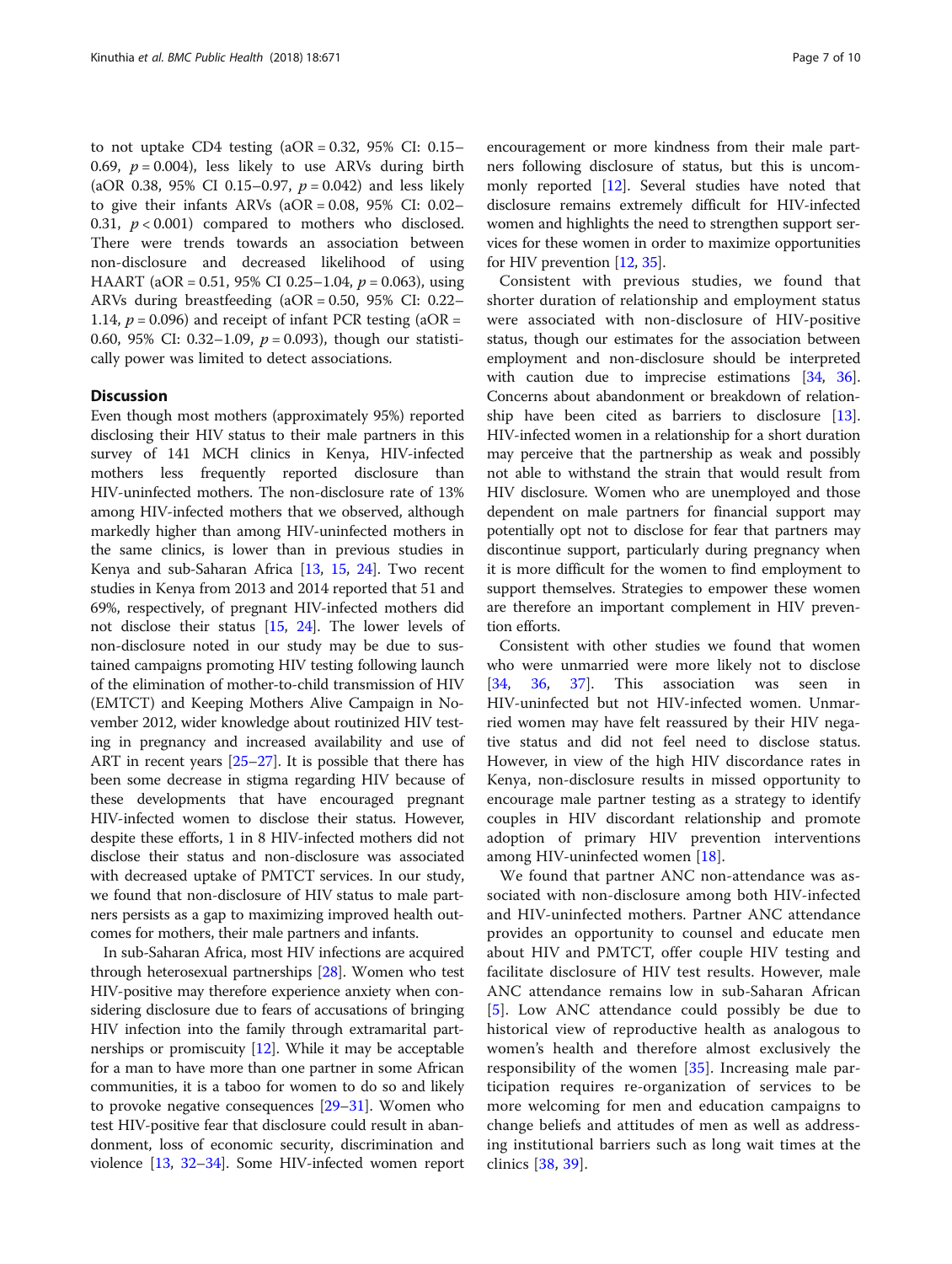to not uptake CD4 testing (aOR = 0.32, 95% CI: 0.15–0.69, $p = 0.004$), less likely to use ARVs during birth (aOR 0.38, 95% CI 0.15–0.97, $p = 0.042$) and less likely to give their infants ARVs (aOR = 0.08, 95% CI: 0.02–0.31, $p < 0.001$) compared to mothers who disclosed. There were trends towards an association between non-disclosure and decreased likelihood of using HAART (aOR = 0.51, 95% CI 0.25–1.04, $p = 0.063$), using ARVs during breastfeeding (aOR = 0.50, 95% CI: 0.22–1.14, $p = 0.096$) and receipt of infant PCR testing (aOR = 0.60, 95% CI: 0.32–1.09, $p = 0.093$), though our statistically power was limited to detect associations.

## Discussion

Even though most mothers (approximately 95%) reported disclosing their HIV status to their male partners in this survey of 141 MCH clinics in Kenya, HIV-infected mothers less frequently reported disclosure than HIV-uninfected mothers. The non-disclosure rate of 13% among HIV-infected mothers that we observed, although markedly higher than among HIV-uninfected mothers in the same clinics, is lower than in previous studies in Kenya and sub-Saharan Africa [13, 15, 24]. Two recent studies in Kenya from 2013 and 2014 reported that 51 and 69%, respectively, of pregnant HIV-infected mothers did not disclose their status [15, 24]. The lower levels of non-disclosure noted in our study may be due to sustained campaigns promoting HIV testing following launch of the elimination of mother-to-child transmission of HIV (EMTCT) and Keeping Mothers Alive Campaign in November 2012, wider knowledge about routinized HIV testing in pregnancy and increased availability and use of ART in recent years [25–27]. It is possible that there has been some decrease in stigma regarding HIV because of these developments that have encouraged pregnant HIV-infected women to disclose their status. However, despite these efforts, 1 in 8 HIV-infected mothers did not disclose their status and non-disclosure was associated with decreased uptake of PMTCT services. In our study, we found that non-disclosure of HIV status to male partners persists as a gap to maximizing improved health outcomes for mothers, their male partners and infants.

In sub-Saharan Africa, most HIV infections are acquired through heterosexual partnerships [28]. Women who test HIV-positive may therefore experience anxiety when considering disclosure due to fears of accusations of bringing HIV infection into the family through extramarital partnerships or promiscuity [12]. While it may be acceptable for a man to have more than one partner in some African communities, it is a taboo for women to do so and likely to provoke negative consequences [29–31]. Women who test HIV-positive fear that disclosure could result in abandonment, loss of economic security, discrimination and violence [13, 32–34]. Some HIV-infected women report encouragement or more kindness from their male partners following disclosure of status, but this is uncommonly reported [12]. Several studies have noted that disclosure remains extremely difficult for HIV-infected women and highlights the need to strengthen support services for these women in order to maximize opportunities for HIV prevention [12, 35].

Consistent with previous studies, we found that shorter duration of relationship and employment status were associated with non-disclosure of HIV-positive status, though our estimates for the association between employment and non-disclosure should be interpreted with caution due to imprecise estimations [34, 36]. Concerns about abandonment or breakdown of relationship have been cited as barriers to disclosure [13]. HIV-infected women in a relationship for a short duration may perceive that the partnership as weak and possibly not able to withstand the strain that would result from HIV disclosure. Women who are unemployed and those dependent on male partners for financial support may potentially opt not to disclose for fear that partners may discontinue support, particularly during pregnancy when it is more difficult for the women to find employment to support themselves. Strategies to empower these women are therefore an important complement in HIV prevention efforts.

Consistent with other studies we found that women who were unmarried were more likely not to disclose [34, 36, 37]. This association was seen in HIV-uninfected but not HIV-infected women. Unmarried women may have felt reassured by their HIV negative status and did not feel need to disclose status. However, in view of the high HIV discordance rates in Kenya, non-disclosure results in missed opportunity to encourage male partner testing as a strategy to identify couples in HIV discordant relationship and promote adoption of primary HIV prevention interventions among HIV-uninfected women [18].

We found that partner ANC non-attendance was associated with non-disclosure among both HIV-infected and HIV-uninfected mothers. Partner ANC attendance provides an opportunity to counsel and educate men about HIV and PMTCT, offer couple HIV testing and facilitate disclosure of HIV test results. However, male ANC attendance remains low in sub-Saharan African [5]. Low ANC attendance could possibly be due to historical view of reproductive health as analogous to women's health and therefore almost exclusively the responsibility of the women [35]. Increasing male participation requires re-organization of services to be more welcoming for men and education campaigns to change beliefs and attitudes of men as well as addressing institutional barriers such as long wait times at the clinics [38, 39].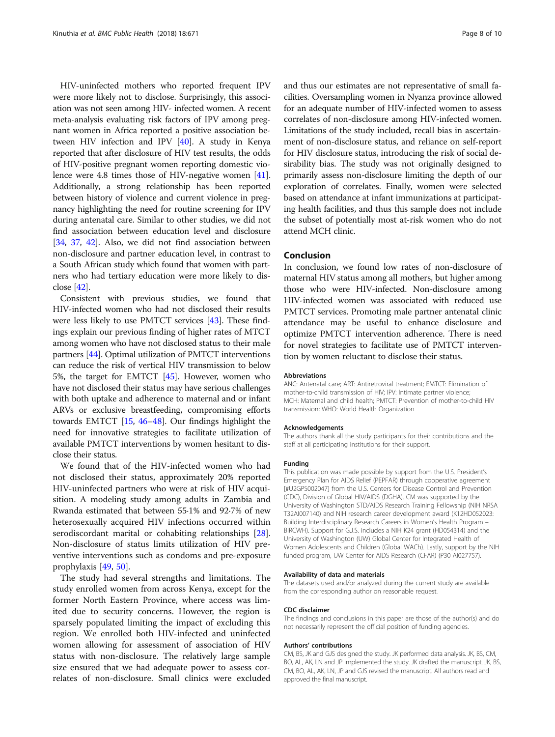HIV-uninfected mothers who reported frequent IPV were more likely not to disclose. Surprisingly, this association was not seen among HIV- infected women. A recent meta-analysis evaluating risk factors of IPV among pregnant women in Africa reported a positive association between HIV infection and IPV [40]. A study in Kenya reported that after disclosure of HIV test results, the odds of HIV-positive pregnant women reporting domestic violence were 4.8 times those of HIV-negative women [41]. Additionally, a strong relationship has been reported between history of violence and current violence in pregnancy highlighting the need for routine screening for IPV during antenatal care. Similar to other studies, we did not find association between education level and disclosure [34, 37, 42]. Also, we did not find association between non-disclosure and partner education level, in contrast to a South African study which found that women with partners who had tertiary education were more likely to disclose [42].

Consistent with previous studies, we found that HIV-infected women who had not disclosed their results were less likely to use PMTCT services [43]. These findings explain our previous finding of higher rates of MTCT among women who have not disclosed status to their male partners [44]. Optimal utilization of PMTCT interventions can reduce the risk of vertical HIV transmission to below 5%, the target for EMTCT [45]. However, women who have not disclosed their status may have serious challenges with both uptake and adherence to maternal and or infant ARVs or exclusive breastfeeding, compromising efforts towards EMTCT [15, 46–48]. Our findings highlight the need for innovative strategies to facilitate utilization of available PMTCT interventions by women hesitant to disclose their status.

We found that of the HIV-infected women who had not disclosed their status, approximately 20% reported HIV-uninfected partners who were at risk of HIV acquisition. A modeling study among adults in Zambia and Rwanda estimated that between 55·1% and 92·7% of new heterosexually acquired HIV infections occurred within serodiscordant marital or cohabiting relationships [28]. Non-disclosure of status limits utilization of HIV preventive interventions such as condoms and pre-exposure prophylaxis [49, 50].

The study had several strengths and limitations. The study enrolled women from across Kenya, except for the former North Eastern Province, where access was limited due to security concerns. However, the region is sparsely populated limiting the impact of excluding this region. We enrolled both HIV-infected and uninfected women allowing for assessment of association of HIV status with non-disclosure. The relatively large sample size ensured that we had adequate power to assess correlates of non-disclosure. Small clinics were excluded and thus our estimates are not representative of small facilities. Oversampling women in Nyanza province allowed for an adequate number of HIV-infected women to assess correlates of non-disclosure among HIV-infected women. Limitations of the study included, recall bias in ascertainment of non-disclosure status, and reliance on self-report for HIV disclosure status, introducing the risk of social desirability bias. The study was not originally designed to primarily assess non-disclosure limiting the depth of our exploration of correlates. Finally, women were selected based on attendance at infant immunizations at participating health facilities, and thus this sample does not include the subset of potentially most at-risk women who do not attend MCH clinic.

## Conclusion

In conclusion, we found low rates of non-disclosure of maternal HIV status among all mothers, but higher among those who were HIV-infected. Non-disclosure among HIV-infected women was associated with reduced use PMTCT services. Promoting male partner antenatal clinic attendance may be useful to enhance disclosure and optimize PMTCT intervention adherence. There is need for novel strategies to facilitate use of PMTCT intervention by women reluctant to disclose their status.

#### Abbreviations

ANC: Antenatal care; ART: Antiretroviral treatment; EMTCT: Elimination of mother-to-child transmission of HIV; IPV: Intimate partner violence; MCH: Maternal and child health; PMTCT: Prevention of mother-to-child HIV transmission; WHO: World Health Organization

#### Acknowledgements

The authors thank all the study participants for their contributions and the staff at all participating institutions for their support.

#### Funding

This publication was made possible by support from the U.S. President's Emergency Plan for AIDS Relief (PEPFAR) through cooperative agreement [#U2GPS002047] from the U.S. Centers for Disease Control and Prevention (CDC), Division of Global HIV/AIDS (DGHA). CM was supported by the University of Washington STD/AIDS Research Training Fellowship (NIH NRSA T32AI007140) and NIH research career development award (K12HD052023: Building Interdisciplinary Research Careers in Women's Health Program – BIRCWH). Support for G.J.S. includes a NIH K24 grant (HD054314) and the University of Washington (UW) Global Center for Integrated Health of Women Adolescents and Children (Global WACh). Lastly, support by the NIH funded program, UW Center for AIDS Research (CFAR) (P30 AI027757).

#### Availability of data and materials

The datasets used and/or analyzed during the current study are available from the corresponding author on reasonable request.

#### CDC disclaimer

The findings and conclusions in this paper are those of the author(s) and do not necessarily represent the official position of funding agencies.

#### Authors' contributions

CM, BS, JK and GJS designed the study. JK performed data analysis. JK, BS, CM, BO, AL, AK, LN and JP implemented the study. JK drafted the manuscript. JK, BS, CM, BO, AL, AK, LN, JP and GJS revised the manuscript. All authors read and approved the final manuscript.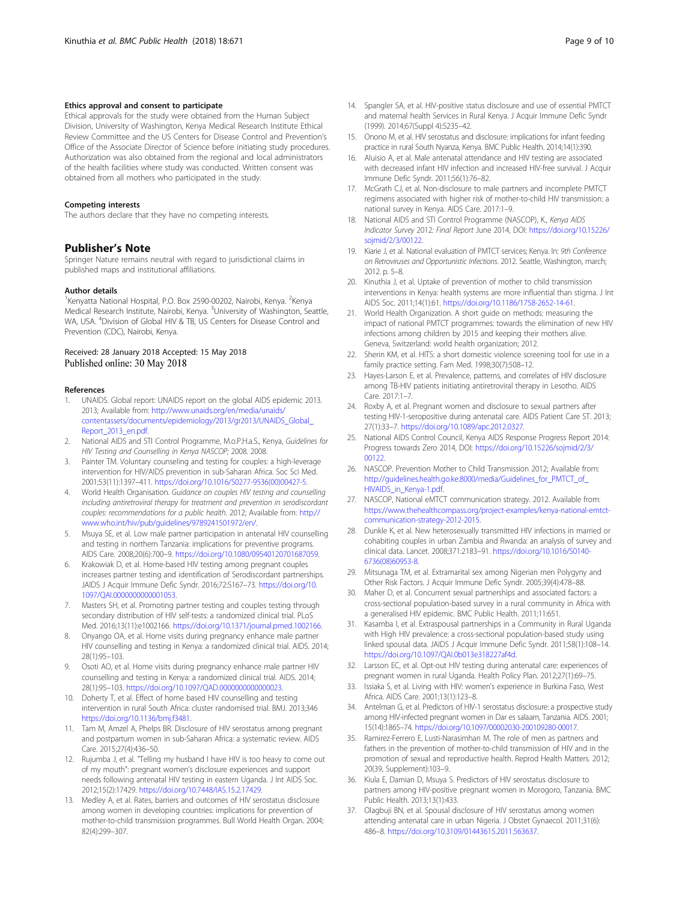### Ethics approval and consent to participate

Ethical approvals for the study were obtained from the Human Subject Division, University of Washington, Kenya Medical Research Institute Ethical Review Committee and the US Centers for Disease Control and Prevention's Office of the Associate Director of Science before initiating study procedures. Authorization was also obtained from the regional and local administrators of the health facilities where study was conducted. Written consent was obtained from all mothers who participated in the study.

### Competing interests

The authors declare that they have no competing interests.

## Publisher's Note

Springer Nature remains neutral with regard to jurisdictional claims in published maps and institutional affiliations.

### Author details

[1]Kenyatta National Hospital, P.O. Box 2590-00202, Nairobi, Kenya. [2]Kenya Medical Research Institute, Nairobi, Kenya. [3]University of Washington, Seattle, WA, USA. [4]Division of Global HIV & TB, US Centers for Disease Control and Prevention (CDC), Nairobi, Kenya.

Received: 28 January 2018 Accepted: 15 May 2018
Published online: 30 May 2018

### References

1. UNAIDS. Global report: UNAIDS report on the global AIDS epidemic 2013. 2013; Available from: http://www.unaids.org/en/media/unaids/contentassets/documents/epidemiology/2013/gr2013/UNAIDS_Global_Report_2013_en.pdf.
2. National AIDS and STI Control Programme, M.o.P.H.a.S., Kenya, *Guidelines for HIV Testing and Counselling in Kenya NASCOP;* 2008. 2008.
3. Painter TM. Voluntary counseling and testing for couples: a high-leverage intervention for HIV/AIDS prevention in sub-Saharan Africa. Soc Sci Med. 2001;53(11):1397–411. https://doi.org/10.1016/S0277-9536(00)00427-5.
4. World Health Organisation. *Guidance on couples HIV testing and counselling including antiretroviral therapy for treatment and prevention in serodiscordant couples: recommendations for a public health*. 2012; Available from: http://www.who.int/hiv/pub/guidelines/9789241501972/en/.
5. Msuya SE, et al. Low male partner participation in antenatal HIV counselling and testing in northern Tanzania: implications for preventive programs. AIDS Care. 2008;20(6):700–9. https://doi.org/10.1080/09540120701687059.
6. Krakowiak D, et al. Home-based HIV testing among pregnant couples increases partner testing and identification of Serodiscordant partnerships. JAIDS J Acquir Immune Defic Syndr. 2016;72:S167–73. https://doi.org/10.1097/QAI.0000000000001053.
7. Masters SH, et al. Promoting partner testing and couples testing through secondary distribution of HIV self-tests: a randomized clinical trial. PLoS Med. 2016;13(11):e1002166. https://doi.org/10.1371/journal.pmed.1002166.
8. Onyango OA, et al. Home visits during pregnancy enhance male partner HIV counselling and testing in Kenya: a randomized clinical trial. AIDS. 2014;28(1):95–103.
9. Osoti AO, et al. Home visits during pregnancy enhance male partner HIV counselling and testing in Kenya: a randomized clinical trial. AIDS. 2014;28(1):95–103. https://doi.org/10.1097/QAD.0000000000000023.
10. Doherty T, et al. Effect of home based HIV counselling and testing intervention in rural South Africa: cluster randomised trial. BMJ. 2013;346 https://doi.org/10.1136/bmj.f3481.
11. Tam M, Amzel A, Phelps BR. Disclosure of HIV serostatus among pregnant and postpartum women in sub-Saharan Africa: a systematic review. AIDS Care. 2015;27(4):436–50.
12. Rujumba J, et al. "Telling my husband I have HIV is too heavy to come out of my mouth": pregnant women's disclosure experiences and support needs following antenatal HIV testing in eastern Uganda. J Int AIDS Soc. 2012;15(2):17429. https://doi.org/10.7448/IAS.15.2.17429.
13. Medley A, et al. Rates, barriers and outcomes of HIV serostatus disclosure among women in developing countries: implications for prevention of mother-to-child transmission programmes. Bull World Health Organ. 2004;82(4):299–307.
14. Spangler SA, et al. HIV-positive status disclosure and use of essential PMTCT and maternal health Services in Rural Kenya. J Acquir Immune Defic Syndr (1999). 2014;67(Suppl 4):S235–42.
15. Onono M, et al. HIV serostatus and disclosure: implications for infant feeding practice in rural South Nyanza, Kenya. BMC Public Health. 2014;14(1):390.
16. Aluisio A, et al. Male antenatal attendance and HIV testing are associated with decreased infant HIV infection and increased HIV-free survival. J Acquir Immune Defic Syndr. 2011;56(1):76–82.
17. McGrath CJ, et al. Non-disclosure to male partners and incomplete PMTCT regimens associated with higher risk of mother-to-child HIV transmission: a national survey in Kenya. AIDS Care. 2017:1–9.
18. National AIDS and STI Control Programme (NASCOP), K., *Kenya AIDS Indicator Survey* 2012: *Final Report* June 2014, DOI: https://doi.org/10.15226/sojmid/2/3/00122.
19. Kiarie J, et al. National evaluation of PMTCT services; Kenya. In: *9th Conference on Retroviruses and Opportunistic Infections*. 2012. Seattle, Washington, march; 2012. p. 5–8.
20. Kinuthia J, et al. Uptake of prevention of mother to child transmission interventions in Kenya: health systems are more influential than stigma. J Int AIDS Soc. 2011;14(1):61. https://doi.org/10.1186/1758-2652-14-61.
21. World Health Organization. A short guide on methods: measuring the impact of national PMTCT programmes: towards the elimination of new HIV infections among children by 2015 and keeping their mothers alive. Geneva, Switzerland: world health organization; 2012.
22. Sherin KM, et al. HITS: a short domestic violence screening tool for use in a family practice setting. Fam Med. 1998;30(7):508–12.
23. Hayes-Larson E, et al. Prevalence, patterns, and correlates of HIV disclosure among TB-HIV patients initiating antiretroviral therapy in Lesotho. AIDS Care. 2017:1–7.
24. Roxby A, et al. Pregnant women and disclosure to sexual partners after testing HIV-1-seropositive during antenatal care. AIDS Patient Care ST. 2013;27(1):33–7. https://doi.org/10.1089/apc.2012.0327.
25. National AIDS Control Council, Kenya AIDS Response Progress Report 2014: Progress towards Zero 2014, DOI: https://doi.org/10.15226/sojmid/2/3/00122.
26. NASCOP. Prevention Mother to Child Transmission 2012; Available from: http://guidelines.health.go.ke:8000/media/Guidelines_for_PMTCT_of_HIVAIDS_in_Kenya-1.pdf.
27. NASCOP, National eMTCT communication strategy. 2012. Available from: https://www.thehealthcompass.org/project-examples/kenya-national-emtct-communication-strategy-2012-2015.
28. Dunkle K, et al. New heterosexually transmitted HIV infections in married or cohabiting couples in urban Zambia and Rwanda: an analysis of survey and clinical data. Lancet. 2008;371:2183–91. https://doi.org/10.1016/S0140-6736(08)60953-8.
29. Mitsunaga TM, et al. Extramarital sex among Nigerian men Polygyny and Other Risk Factors. J Acquir Immune Defic Syndr. 2005;39(4):478–88.
30. Maher D, et al. Concurrent sexual partnerships and associated factors: a cross-sectional population-based survey in a rural community in Africa with a generalised HIV epidemic. BMC Public Health. 2011;11:651.
31. Kasamba I, et al. Extraspousal partnerships in a Community in Rural Uganda with High HIV prevalence: a cross-sectional population-based study using linked spousal data. JAIDS J Acquir Immune Defic Syndr. 2011;58(1):108–14. https://doi.org/10.1097/QAI.0b013e318227af4d.
32. Larsson EC, et al. Opt-out HIV testing during antenatal care: experiences of pregnant women in rural Uganda. Health Policy Plan. 2012;27(1):69–75.
33. Issiaka S, et al. Living with HIV: women's experience in Burkina Faso, West Africa. AIDS Care. 2001;13(1):123–8.
34. Antelman G, et al. Predictors of HIV-1 serostatus disclosure: a prospective study among HIV-infected pregnant women in Dar es salaam, Tanzania. AIDS. 2001;15(14):1865–74. https://doi.org/10.1097/00002030-200109280-00017.
35. Ramirez-Ferrero E, Lusti-Narasimhan M. The role of men as partners and fathers in the prevention of mother-to-child transmission of HIV and in the promotion of sexual and reproductive health. Reprod Health Matters. 2012;20(39, Supplement):103–9.
36. Kiula E, Damian D, Msuya S. Predictors of HIV serostatus disclosure to partners among HIV-positive pregnant women in Morogoro, Tanzania. BMC Public Health. 2013;13(1):433.
37. Olagbuji BN, et al. Spousal disclosure of HIV serostatus among women attending antenatal care in urban Nigeria. J Obstet Gynaecol. 2011;31(6):486–8. https://doi.org/10.3109/01443615.2011.563637.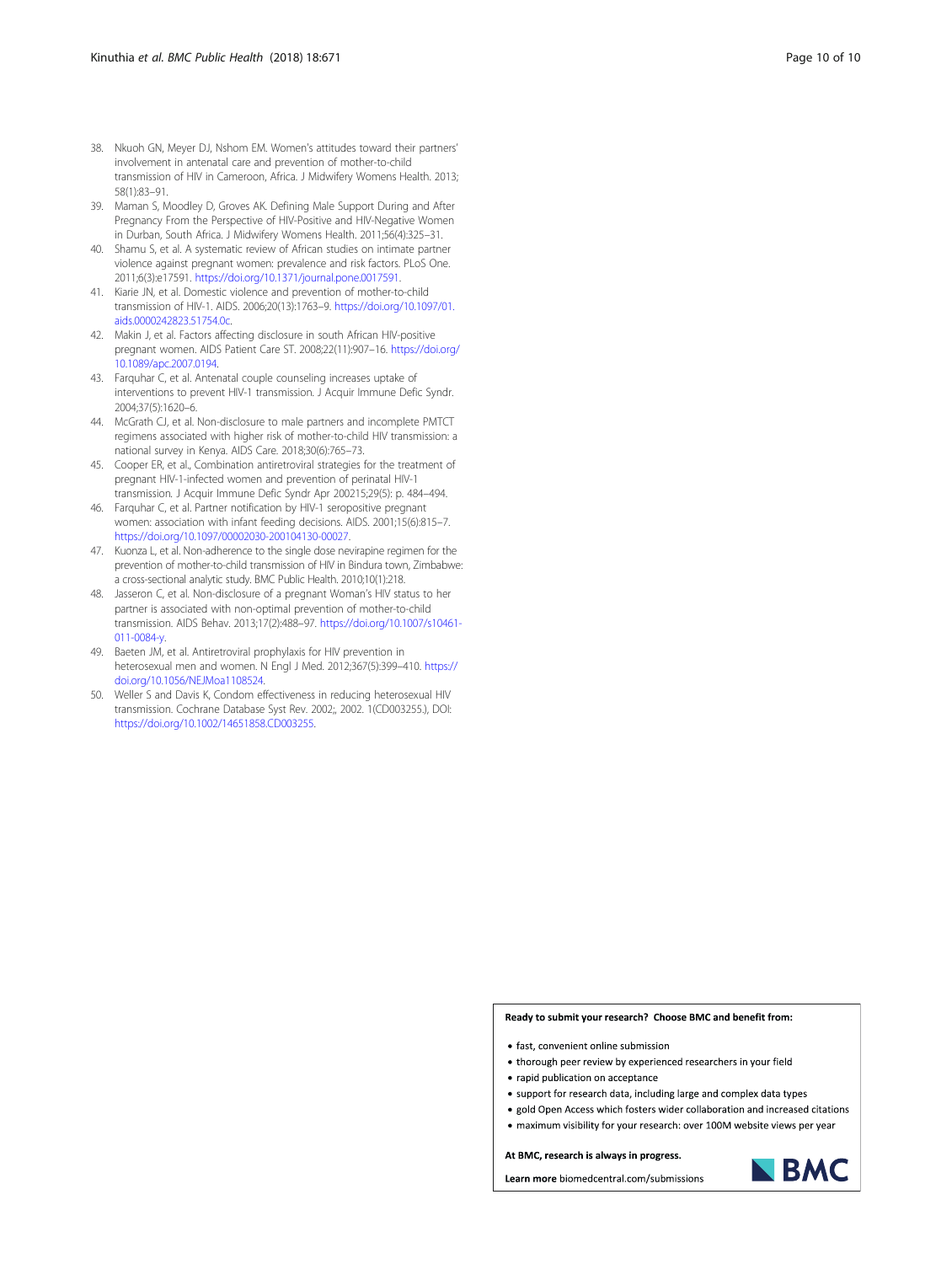38. Nkuoh GN, Meyer DJ, Nshom EM. Women's attitudes toward their partners' involvement in antenatal care and prevention of mother-to-child transmission of HIV in Cameroon, Africa. J Midwifery Womens Health. 2013; 58(1):83–91.
39. Maman S, Moodley D, Groves AK. Defining Male Support During and After Pregnancy From the Perspective of HIV-Positive and HIV-Negative Women in Durban, South Africa. J Midwifery Womens Health. 2011;56(4):325–31.
40. Shamu S, et al. A systematic review of African studies on intimate partner violence against pregnant women: prevalence and risk factors. PLoS One. 2011;6(3):e17591. https://doi.org/10.1371/journal.pone.0017591.
41. Kiarie JN, et al. Domestic violence and prevention of mother-to-child transmission of HIV-1. AIDS. 2006;20(13):1763–9. https://doi.org/10.1097/01.aids.0000242823.51754.0c.
42. Makin J, et al. Factors affecting disclosure in south African HIV-positive pregnant women. AIDS Patient Care ST. 2008;22(11):907–16. https://doi.org/10.1089/apc.2007.0194.
43. Farquhar C, et al. Antenatal couple counseling increases uptake of interventions to prevent HIV-1 transmission. J Acquir Immune Defic Syndr. 2004;37(5):1620–6.
44. McGrath CJ, et al. Non-disclosure to male partners and incomplete PMTCT regimens associated with higher risk of mother-to-child HIV transmission: a national survey in Kenya. AIDS Care. 2018;30(6):765–73.
45. Cooper ER, et al., Combination antiretroviral strategies for the treatment of pregnant HIV-1-infected women and prevention of perinatal HIV-1 transmission. J Acquir Immune Defic Syndr Apr 200215;29(5): p. 484–494.
46. Farquhar C, et al. Partner notification by HIV-1 seropositive pregnant women: association with infant feeding decisions. AIDS. 2001;15(6):815–7. https://doi.org/10.1097/00002030-200104130-00027.
47. Kuonza L, et al. Non-adherence to the single dose nevirapine regimen for the prevention of mother-to-child transmission of HIV in Bindura town, Zimbabwe: a cross-sectional analytic study. BMC Public Health. 2010;10(1):218.
48. Jasseron C, et al. Non-disclosure of a pregnant Woman's HIV status to her partner is associated with non-optimal prevention of mother-to-child transmission. AIDS Behav. 2013;17(2):488–97. https://doi.org/10.1007/s10461-011-0084-y.
49. Baeten JM, et al. Antiretroviral prophylaxis for HIV prevention in heterosexual men and women. N Engl J Med. 2012;367(5):399–410. https://doi.org/10.1056/NEJMoa1108524.
50. Weller S and Davis K, Condom effectiveness in reducing heterosexual HIV transmission. Cochrane Database Syst Rev. 2002;, 2002. 1(CD003255.), DOI: https://doi.org/10.1002/14651858.CD003255.